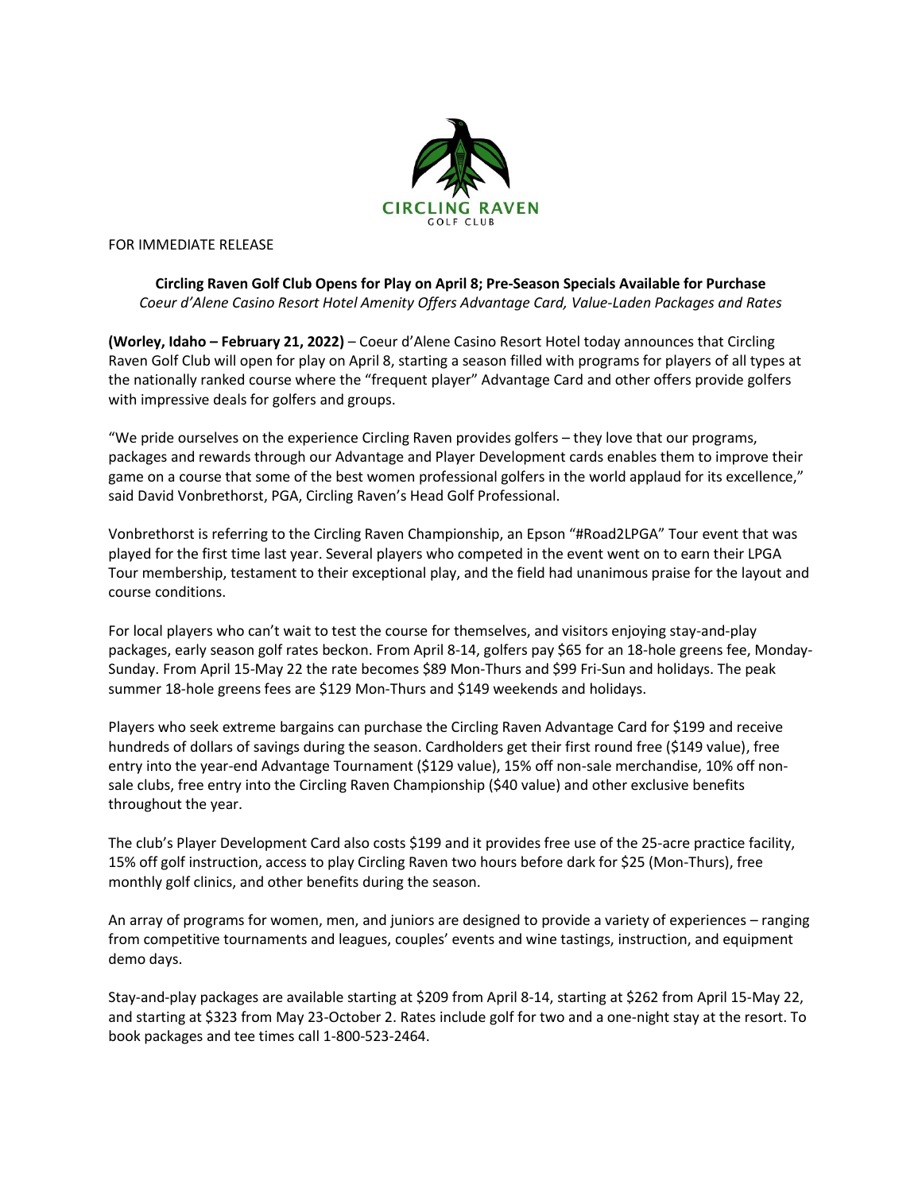CIRCLING RAVEN
GOLF CLUB

FOR IMMEDIATE RELEASE

**Circling Raven Golf Club Opens for Play on April 8; Pre-Season Specials Available for Purchase**
*Coeur d'Alene Casino Resort Hotel Amenity Offers Advantage Card, Value-Laden Packages and Rates*

**(Worley, Idaho – February 21, 2022)** – Coeur d'Alene Casino Resort Hotel today announces that Circling Raven Golf Club will open for play on April 8, starting a season filled with programs for players of all types at the nationally ranked course where the "frequent player" Advantage Card and other offers provide golfers with impressive deals for golfers and groups.

"We pride ourselves on the experience Circling Raven provides golfers – they love that our programs, packages and rewards through our Advantage and Player Development cards enables them to improve their game on a course that some of the best women professional golfers in the world applaud for its excellence," said David Vonbrethorst, PGA, Circling Raven's Head Golf Professional.

Vonbrethorst is referring to the Circling Raven Championship, an Epson "#Road2LPGA" Tour event that was played for the first time last year. Several players who competed in the event went on to earn their LPGA Tour membership, testament to their exceptional play, and the field had unanimous praise for the layout and course conditions.

For local players who can't wait to test the course for themselves, and visitors enjoying stay-and-play packages, early season golf rates beckon. From April 8-14, golfers pay $65 for an 18-hole greens fee, Monday-Sunday. From April 15-May 22 the rate becomes $89 Mon-Thurs and $99 Fri-Sun and holidays. The peak summer 18-hole greens fees are $129 Mon-Thurs and $149 weekends and holidays.

Players who seek extreme bargains can purchase the Circling Raven Advantage Card for $199 and receive hundreds of dollars of savings during the season. Cardholders get their first round free ($149 value), free entry into the year-end Advantage Tournament ($129 value), 15% off non-sale merchandise, 10% off non-sale clubs, free entry into the Circling Raven Championship ($40 value) and other exclusive benefits throughout the year.

The club's Player Development Card also costs $199 and it provides free use of the 25-acre practice facility, 15% off golf instruction, access to play Circling Raven two hours before dark for $25 (Mon-Thurs), free monthly golf clinics, and other benefits during the season.

An array of programs for women, men, and juniors are designed to provide a variety of experiences – ranging from competitive tournaments and leagues, couples' events and wine tastings, instruction, and equipment demo days.

Stay-and-play packages are available starting at $209 from April 8-14, starting at $262 from April 15-May 22, and starting at $323 from May 23-October 2. Rates include golf for two and a one-night stay at the resort. To book packages and tee times call 1-800-523-2464.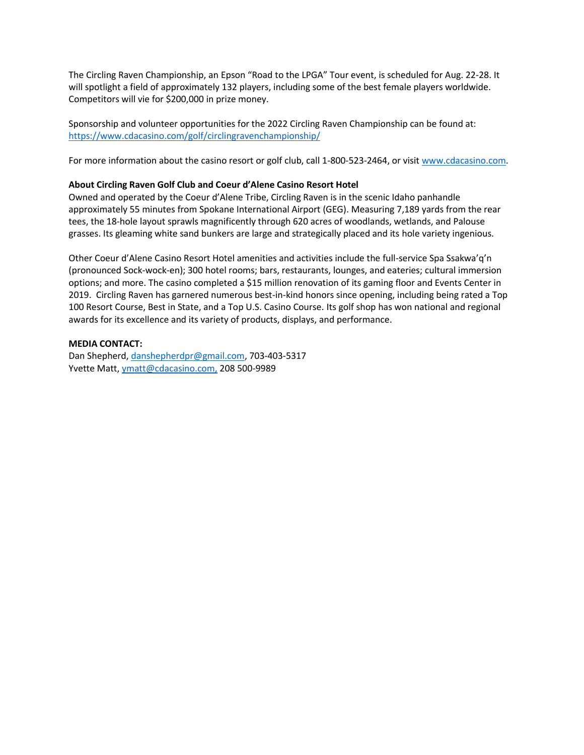The Circling Raven Championship, an Epson "Road to the LPGA" Tour event, is scheduled for Aug. 22-28. It will spotlight a field of approximately 132 players, including some of the best female players worldwide. Competitors will vie for $200,000 in prize money.

Sponsorship and volunteer opportunities for the 2022 Circling Raven Championship can be found at: https://www.cdacasino.com/golf/circlingravenchampionship/

For more information about the casino resort or golf club, call 1-800-523-2464, or visit www.cdacasino.com.

**About Circling Raven Golf Club and Coeur d'Alene Casino Resort Hotel**
Owned and operated by the Coeur d'Alene Tribe, Circling Raven is in the scenic Idaho panhandle approximately 55 minutes from Spokane International Airport (GEG). Measuring 7,189 yards from the rear tees, the 18-hole layout sprawls magnificently through 620 acres of woodlands, wetlands, and Palouse grasses. Its gleaming white sand bunkers are large and strategically placed and its hole variety ingenious.

Other Coeur d'Alene Casino Resort Hotel amenities and activities include the full-service Spa Ssakwa'q'n (pronounced Sock-wock-en); 300 hotel rooms; bars, restaurants, lounges, and eateries; cultural immersion options; and more. The casino completed a $15 million renovation of its gaming floor and Events Center in 2019. Circling Raven has garnered numerous best-in-kind honors since opening, including being rated a Top 100 Resort Course, Best in State, and a Top U.S. Casino Course. Its golf shop has won national and regional awards for its excellence and its variety of products, displays, and performance.

**MEDIA CONTACT:**
Dan Shepherd, danshepherdpr@gmail.com, 703-403-5317
Yvette Matt, ymatt@cdacasino.com, 208 500-9989